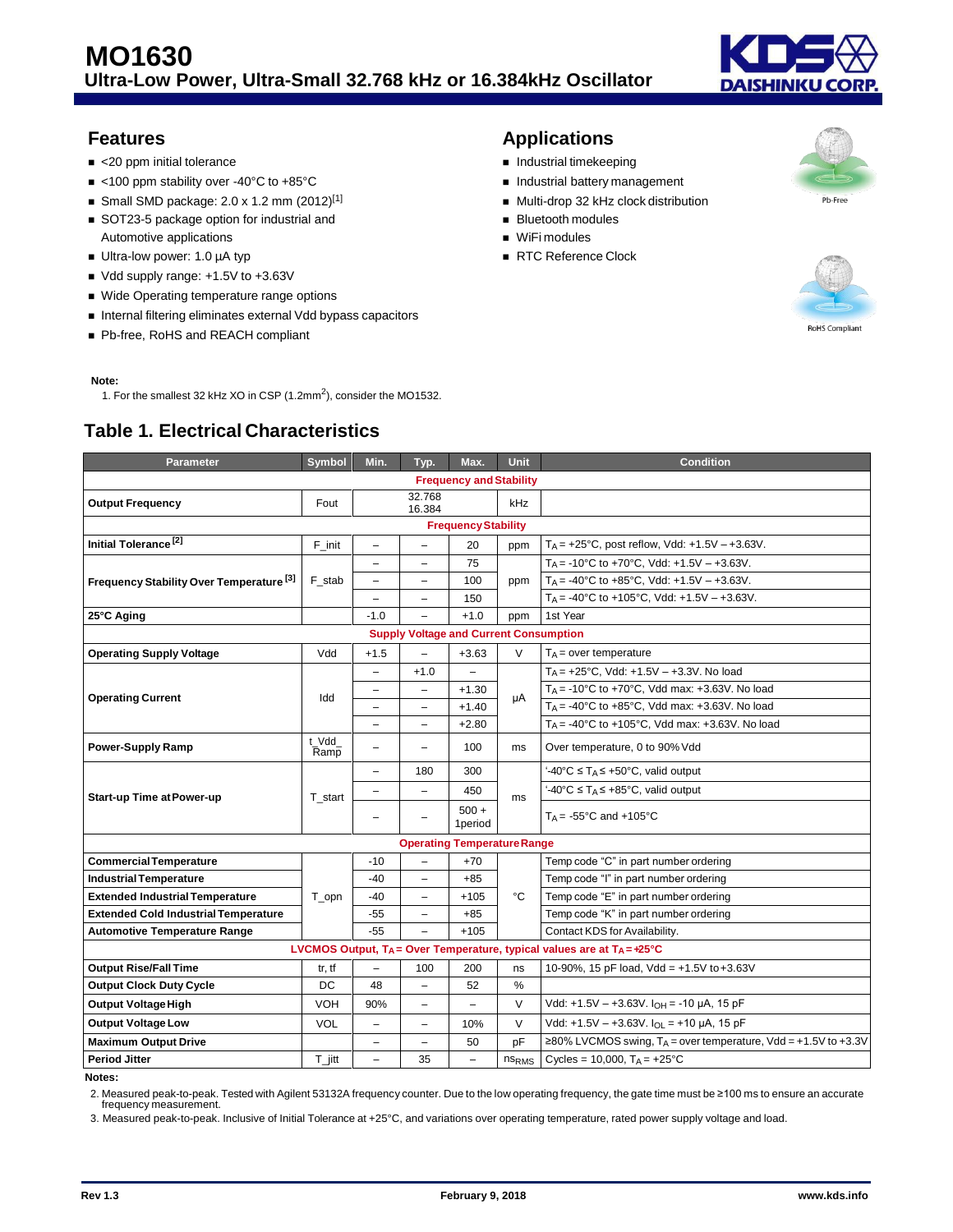# MO1630

## Ultra-Low Power, Ultra-Small 32.768 kHz or 16.384kHz Oscillator

## Features

- <20 ppm initial tolerance
- <100 ppm stability over -40°C to +85°C
- Small SMD package: 2.0 x 1.2 mm (2012)[1]
- SOT23-5 package option for industrial and Automotive applications
- Ultra-low power: 1.0 µA typ
- Vdd supply range: +1.5V to +3.63V
- Wide Operating temperature range options
- Internal filtering eliminates external Vdd bypass capacitors
- Pb-free, RoHS and REACH compliant

## Applications

- Industrial timekeeping
- Industrial battery management
- Multi-drop 32 kHz clock distribution
- Bluetooth modules
- WiFi modules
- RTC Reference Clock

Pb-Free

RoHS Compliant

**Note:**

1. For the smallest 32 kHz XO in CSP (1.2mm$^2$), consider the MO1532.

## Table 1. Electrical Characteristics

| Parameter | Symbol | Min. | Typ. | Max. | Unit | Condition |
|---|---|---|---|---|---|---|
| **Frequency and Stability** | | | | | | |
| **Output Frequency** | Fout | | 32.768 16.384 | | kHz | |
| **Frequency Stability** | | | | | | |
| **Initial Tolerance** [2] | F_init | – | – | 20 | ppm | $T_A$ = +25°C, post reflow, Vdd: +1.5V – +3.63V. |
| **Frequency Stability Over Temperature** [3] | F_stab | – | – | 75 | ppm | $T_A$ = -10°C to +70°C, Vdd: +1.5V – +3.63V. |
| | | – | – | 100 | | $T_A$ = -40°C to +85°C, Vdd: +1.5V – +3.63V. |
| | | – | – | 150 | | $T_A$ = -40°C to +105°C, Vdd: +1.5V – +3.63V. |
| **25°C Aging** | | -1.0 | – | +1.0 | ppm | 1st Year |
| **Supply Voltage and Current Consumption** | | | | | | |
| **Operating Supply Voltage** | Vdd | +1.5 | – | +3.63 | V | $T_A$ = over temperature |
| **Operating Current** | Idd | – | +1.0 | – | µA | $T_A$ = +25°C, Vdd: +1.5V – +3.3V. No load |
| | | – | – | +1.30 | | $T_A$ = -10°C to +70°C, Vdd max: +3.63V. No load |
| | | – | – | +1.40 | | $T_A$ = -40°C to +85°C, Vdd max: +3.63V. No load |
| | | – | – | +2.80 | | $T_A$ = -40°C to +105°C, Vdd max: +3.63V. No load |
| **Power-Supply Ramp** | t_Vdd_Ramp | – | – | 100 | ms | Over temperature, 0 to 90% Vdd |
| **Start-up Time at Power-up** | T_start | – | 180 | 300 | ms | '-40°C ≤ $T_A$ ≤ +50°C, valid output |
| | | – | – | 450 | | '-40°C ≤ $T_A$ ≤ +85°C, valid output |
| | | – | – | 500 + 1period | | $T_A$ = -55°C and +105°C |
| **Operating Temperature Range** | | | | | | |
| **Commercial Temperature** | T_opn | -10 | – | +70 | °C | Temp code "C" in part number ordering |
| **Industrial Temperature** | | -40 | – | +85 | | Temp code "I" in part number ordering |
| **Extended Industrial Temperature** | | -40 | – | +105 | | Temp code "E" in part number ordering |
| **Extended Cold Industrial Temperature** | | -55 | – | +85 | | Temp code "K" in part number ordering |
| **Automotive Temperature Range** | | -55 | – | +105 | | Contact KDS for Availability. |
| **LVCMOS Output, $T_A$ = Over Temperature, typical values are at $T_A$ = +25°C** | | | | | | |
| **Output Rise/Fall Time** | tr, tf | – | 100 | 200 | ns | 10-90%, 15 pF load, Vdd = +1.5V to +3.63V |
| **Output Clock Duty Cycle** | DC | 48 | – | 52 | % | |
| **Output Voltage High** | VOH | 90% | – | – | V | Vdd: +1.5V – +3.63V. $I_{OH}$ = -10 µA, 15 pF |
| **Output Voltage Low** | VOL | – | – | 10% | V | Vdd: +1.5V – +3.63V. $I_{OL}$ = +10 µA, 15 pF |
| **Maximum Output Drive** | | – | – | 50 | pF | ≥80% LVCMOS swing, $T_A$ = over temperature, Vdd = +1.5V to +3.3V |
| **Period Jitter** | T_jitt | – | 35 | – | $ns_{RMS}$ | Cycles = 10,000, $T_A$ = +25°C |

**Notes:**

2. Measured peak-to-peak. Tested with Agilent 53132A frequency counter. Due to the low operating frequency, the gate time must be ≥100 ms to ensure an accurate frequency measurement.
3. Measured peak-to-peak. Inclusive of Initial Tolerance at +25°C, and variations over operating temperature, rated power supply voltage and load.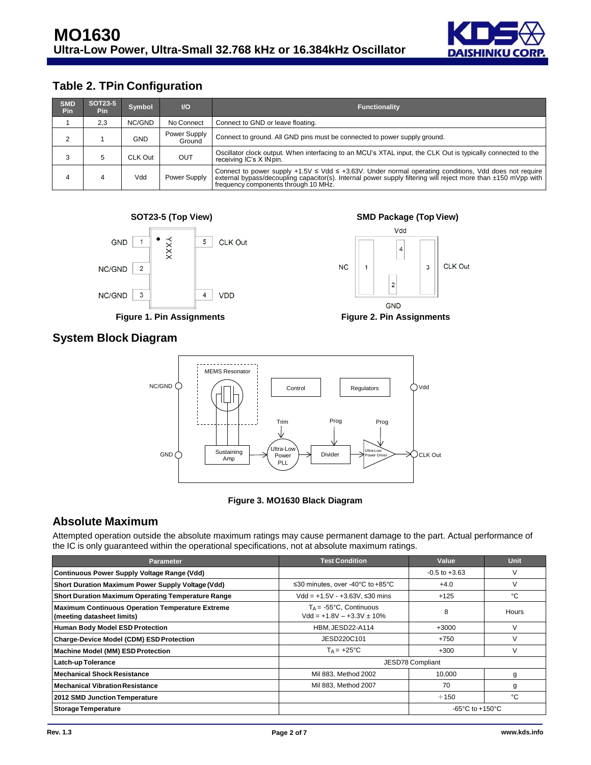## Table 2. TPin Configuration

| SMD Pin | SOT23-5 Pin | Symbol | I/O | Functionality |
|---|---|---|---|---|
| 1 | 2,3 | NC/GND | No Connect | Connect to GND or leave floating. |
| 2 | 1 | GND | Power Supply Ground | Connect to ground. All GND pins must be connected to power supply ground. |
| 3 | 5 | CLK Out | OUT | Oscillator clock output. When interfacing to an MCU's XTAL input, the CLK Out is typically connected to the receiving IC's X IN pin. |
| 4 | 4 | Vdd | Power Supply | Connect to power supply +1.5V ≤ Vdd ≤ +3.63V. Under normal operating conditions, Vdd does not require external bypass/decoupling capacitor(s). Internal power supply filtering will reject more than ±150 mVpp with frequency components through 10 MHz. |

**Figure 1. Pin Assignments**

**Figure 2. Pin Assignments**

## System Block Diagram

**Figure 3. MO1630 Black Diagram**

## Absolute Maximum

Attempted operation outside the absolute maximum ratings may cause permanent damage to the part. Actual performance of the IC is only guaranteed within the operational specifications, not at absolute maximum ratings.

| Parameter | Test Condition | Value | Unit |
|---|---|---|---|
| **Continuous Power Supply Voltage Range (Vdd)** | | -0.5 to +3.63 | V |
| **Short Duration Maximum Power Supply Voltage (Vdd)** | ≤30 minutes, over -40°C to +85°C | +4.0 | V |
| **Short Duration Maximum Operating Temperature Range** | Vdd = +1.5V - +3.63V, ≤30 mins | +125 | °C |
| **Maximum Continuous Operation Temperature Extreme (meeting datasheet limits)** | $T_A$ = -55°C, Continuous Vdd = +1.8V – +3.3V ± 10% | 8 | Hours |
| **Human Body Model ESD Protection** | HBM, JESD22-A114 | +3000 | V |
| **Charge-Device Model (CDM) ESD Protection** | JESD220C101 | +750 | V |
| **Machine Model (MM) ESD Protection** | $T_A$ = +25°C | +300 | V |
| **Latch-up Tolerance** | JESD78 Compliant | | |
| **Mechanical Shock Resistance** | Mil 883, Method 2002 | 10,000 | g |
| **Mechanical Vibration Resistance** | Mil 883, Method 2007 | 70 | g |
| **2012 SMD Junction Temperature** | | +150 | °C |
| **Storage Temperature** | | -65°C to +150°C | |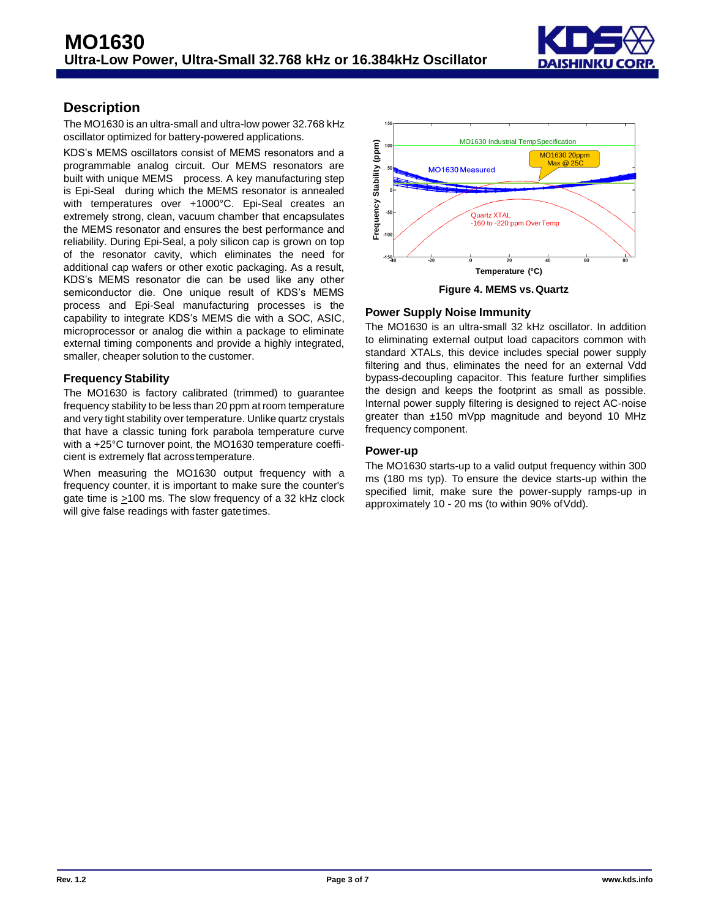## Description

The MO1630 is an ultra-small and ultra-low power 32.768 kHz oscillator optimized for battery-powered applications.

KDS's MEMS oscillators consist of MEMS resonators and a programmable analog circuit. Our MEMS resonators are built with unique MEMS process. A key manufacturing step is Epi-Seal during which the MEMS resonator is annealed with temperatures over +1000°C. Epi-Seal creates an extremely strong, clean, vacuum chamber that encapsulates the MEMS resonator and ensures the best performance and reliability. During Epi-Seal, a poly silicon cap is grown on top of the resonator cavity, which eliminates the need for additional cap wafers or other exotic packaging. As a result, KDS's MEMS resonator die can be used like any other semiconductor die. One unique result of KDS's MEMS process and Epi-Seal manufacturing processes is the capability to integrate KDS's MEMS die with a SOC, ASIC, microprocessor or analog die within a package to eliminate external timing components and provide a highly integrated, smaller, cheaper solution to the customer.

### Frequency Stability

The MO1630 is factory calibrated (trimmed) to guarantee frequency stability to be less than 20 ppm at room temperature and very tight stability over temperature. Unlike quartz crystals that have a classic tuning fork parabola temperature curve with a +25°C turnover point, the MO1630 temperature coefficient is extremely flat across temperature.

When measuring the MO1630 output frequency with a frequency counter, it is important to make sure the counter's gate time is ≥100 ms. The slow frequency of a 32 kHz clock will give false readings with faster gate times.

**Figure 4. MEMS vs. Quartz**

### Power Supply Noise Immunity

The MO1630 is an ultra-small 32 kHz oscillator. In addition to eliminating external output load capacitors common with standard XTALs, this device includes special power supply filtering and thus, eliminates the need for an external Vdd bypass-decoupling capacitor. This feature further simplifies the design and keeps the footprint as small as possible. Internal power supply filtering is designed to reject AC-noise greater than ±150 mVpp magnitude and beyond 10 MHz frequency component.

### Power-up

The MO1630 starts-up to a valid output frequency within 300 ms (180 ms typ). To ensure the device starts-up within the specified limit, make sure the power-supply ramps-up in approximately 10 - 20 ms (to within 90% of Vdd).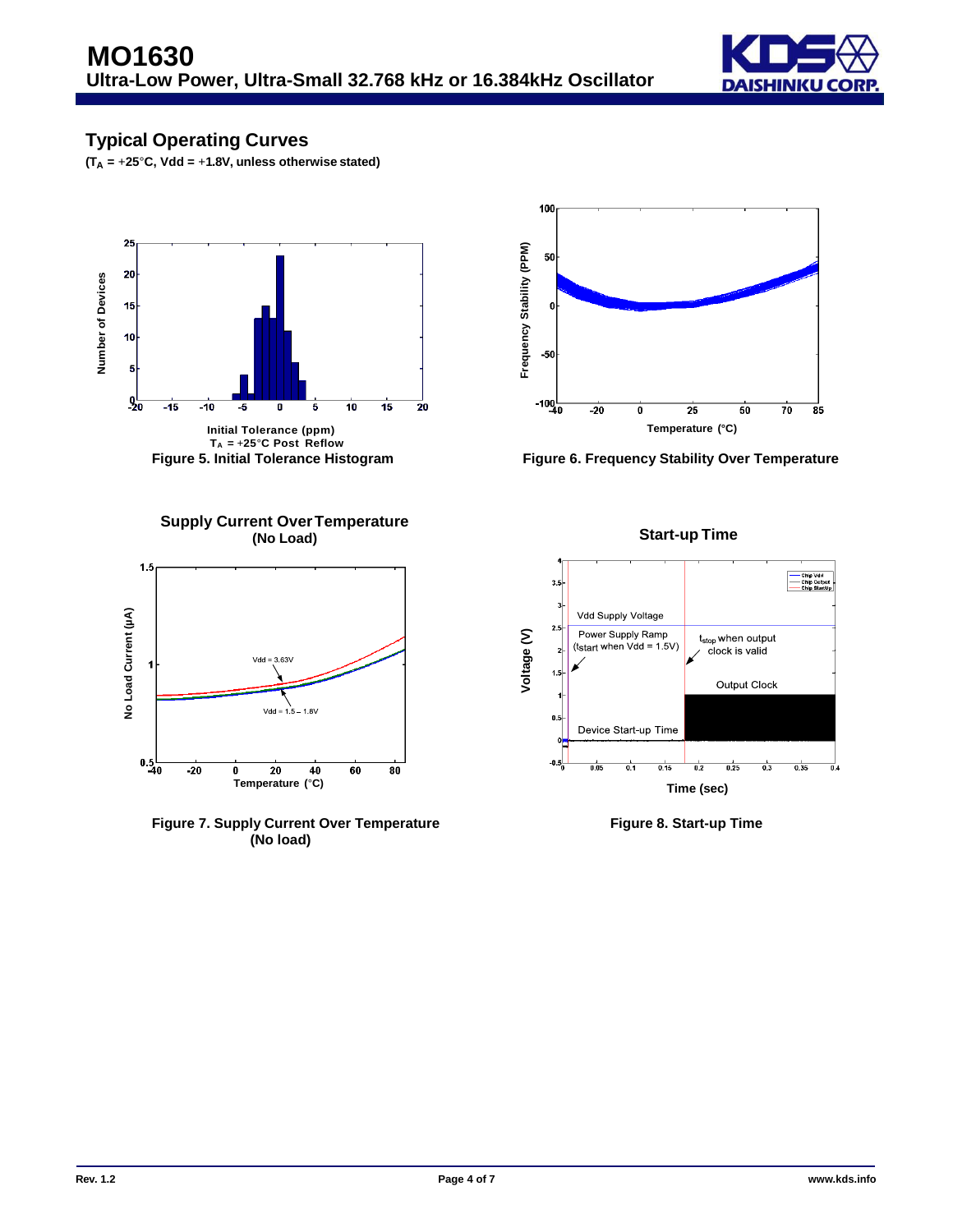## Typical Operating Curves

**($T_A$ = +25°C, Vdd = +1.8V, unless otherwise stated)**

**Figure 5. Initial Tolerance Histogram**

**Figure 6. Frequency Stability Over Temperature**

**Figure 7. Supply Current Over Temperature (No load)**

**Figure 8. Start-up Time**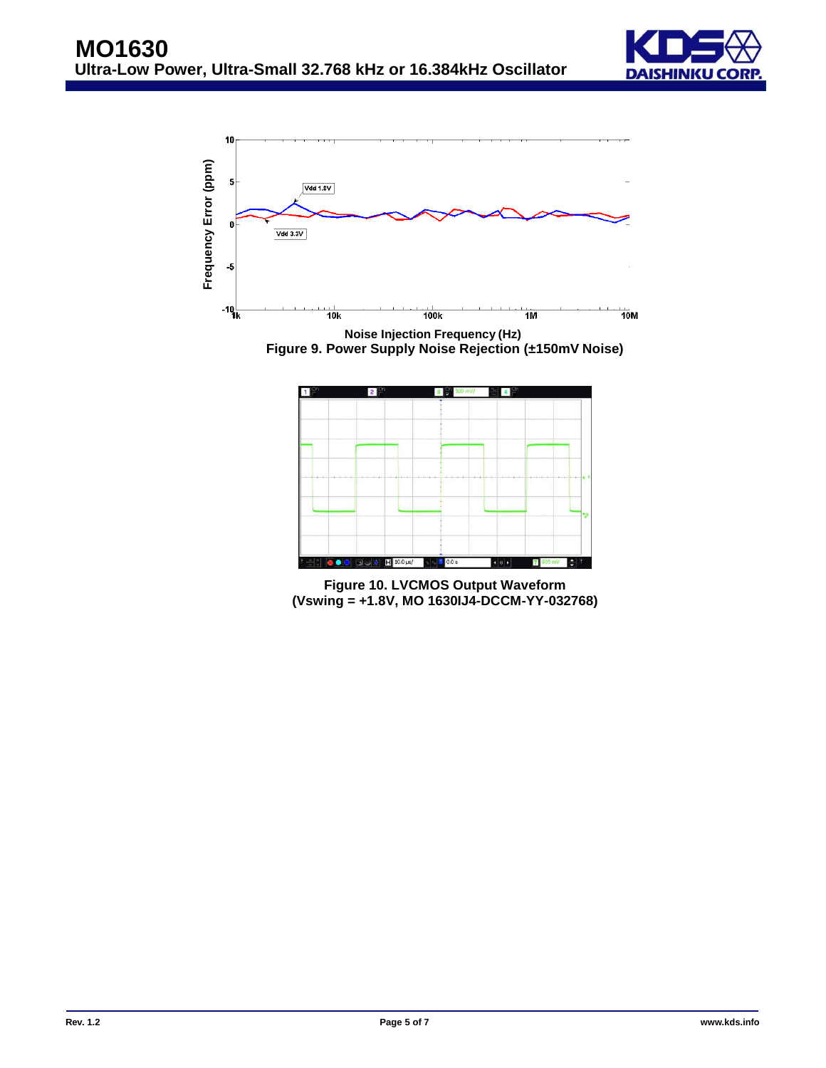Noise Injection Frequency (Hz)

**Figure 9. Power Supply Noise Rejection (±150mV Noise)**

**Figure 10. LVCMOS Output Waveform (Vswing = +1.8V, MO 1630IJ4-DCCM-YY-032768)**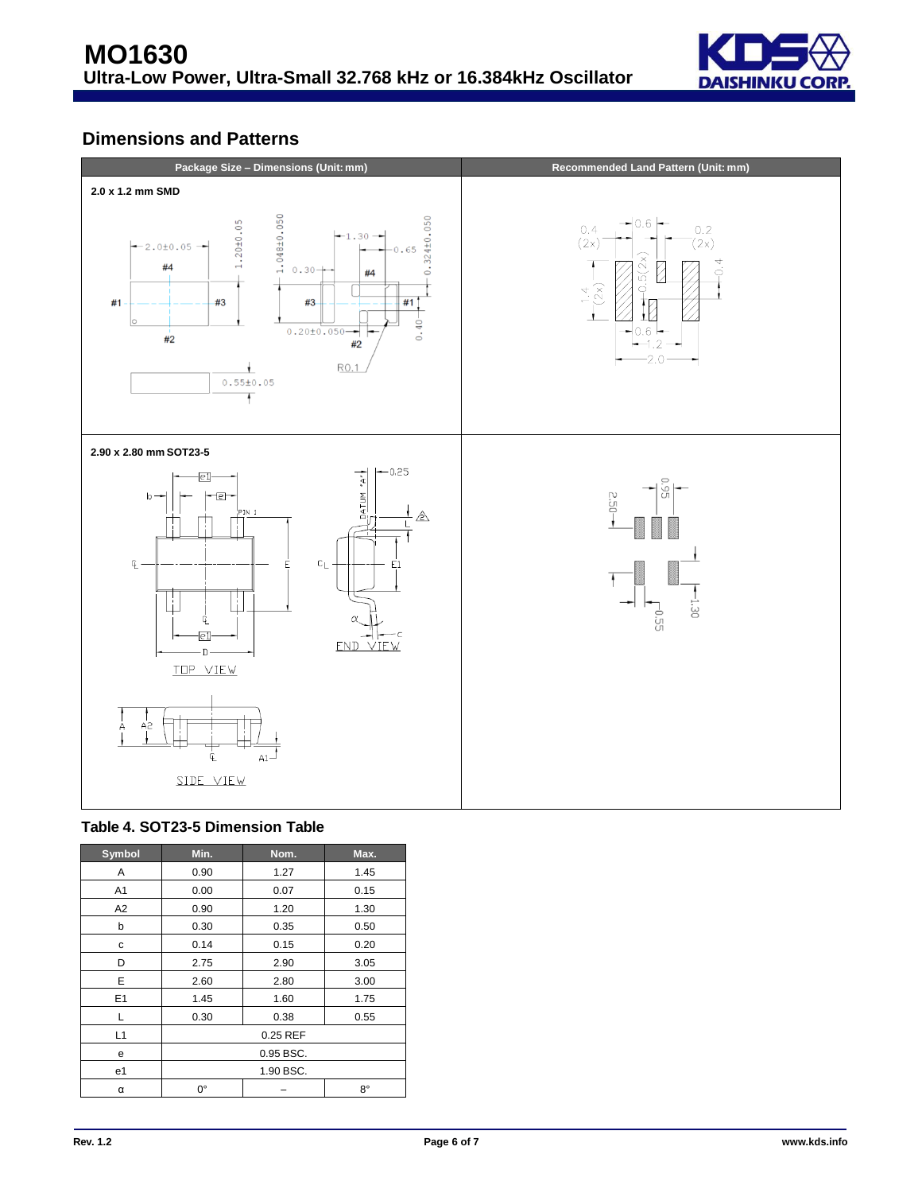## Dimensions and Patterns

| Package Size – Dimensions (Unit: mm) | Recommended Land Pattern (Unit: mm) |
|---|---|
| 2.0 x 1.2 mm SMD | |
| 2.90 x 2.80 mm SOT23-5 | |

### Table 4. SOT23-5 Dimension Table

| Symbol | Min. | Nom. | Max. |
|---|---|---|---|
| A | 0.90 | 1.27 | 1.45 |
| A1 | 0.00 | 0.07 | 0.15 |
| A2 | 0.90 | 1.20 | 1.30 |
| b | 0.30 | 0.35 | 0.50 |
| c | 0.14 | 0.15 | 0.20 |
| D | 2.75 | 2.90 | 3.05 |
| E | 2.60 | 2.80 | 3.00 |
| E1 | 1.45 | 1.60 | 1.75 |
| L | 0.30 | 0.38 | 0.55 |
| L1 | | 0.25 REF | |
| e | | 0.95 BSC. | |
| e1 | | 1.90 BSC. | |
| α | 0° | – | 8° |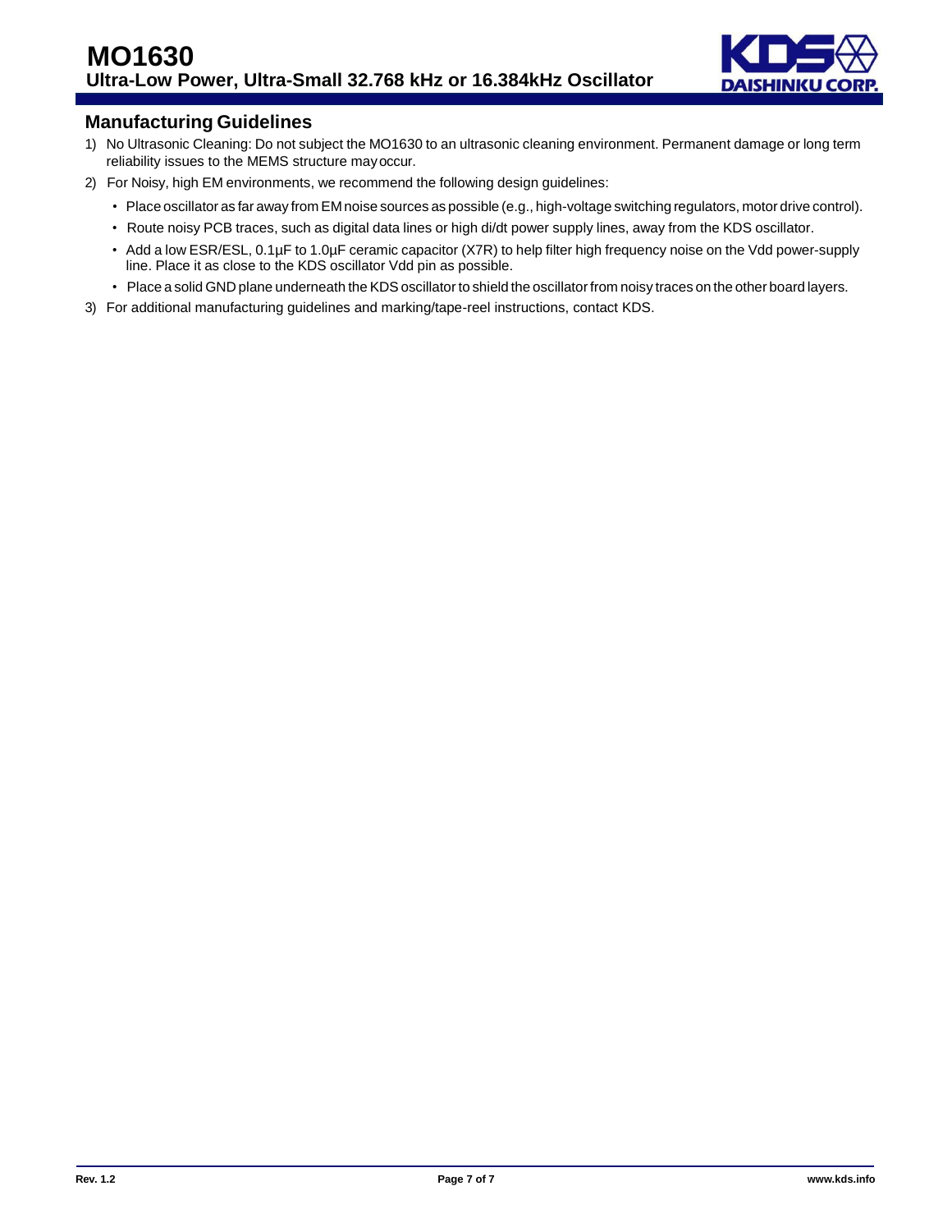## Manufacturing Guidelines

1) No Ultrasonic Cleaning: Do not subject the MO1630 to an ultrasonic cleaning environment. Permanent damage or long term reliability issues to the MEMS structure may occur.
2) For Noisy, high EM environments, we recommend the following design guidelines:
   - Place oscillator as far away from EM noise sources as possible (e.g., high-voltage switching regulators, motor drive control).
   - Route noisy PCB traces, such as digital data lines or high di/dt power supply lines, away from the KDS oscillator.
   - Add a low ESR/ESL, 0.1µF to 1.0µF ceramic capacitor (X7R) to help filter high frequency noise on the Vdd power-supply line. Place it as close to the KDS oscillator Vdd pin as possible.
   - Place a solid GND plane underneath the KDS oscillator to shield the oscillator from noisy traces on the other board layers.
3) For additional manufacturing guidelines and marking/tape-reel instructions, contact KDS.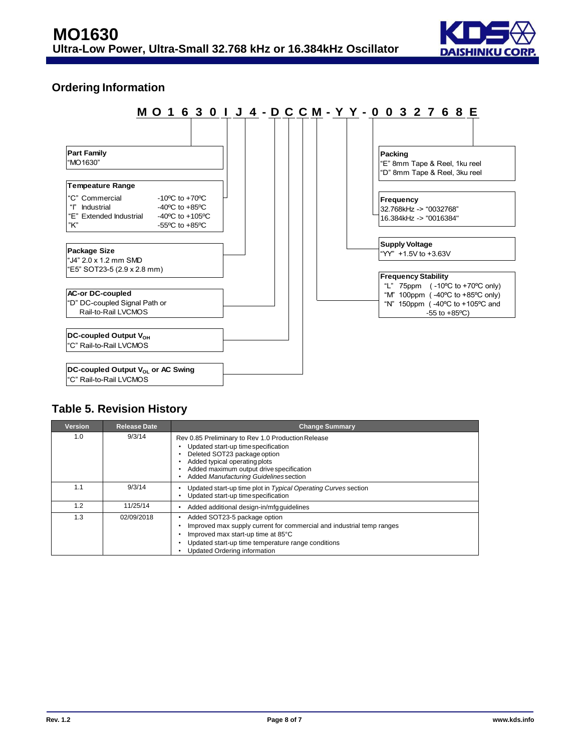## Ordering Information

**M O 1 6 3 0 I J 4 - D C C M - Y Y - 0 0 3 2 7 6 8 E**

**Part Family**
"MO1630"

**Tempeature Range**

| | | |
|---|---|---|
| "C" | Commercial | -10ºC to +70ºC |
| "I" | Industrial | -40ºC to +85ºC |
| "E" | Extended Industrial | -40ºC to +105ºC |
| "K" | | -55ºC to +85ºC |

**Package Size**
"J4" 2.0 x 1.2 mm SMD
"E5" SOT23-5 (2.9 x 2.8 mm)

**AC-or DC-coupled**
"D" DC-coupled Signal Path or Rail-to-Rail LVCMOS

**DC-coupled Output $V_{OH}$**
"C" Rail-to-Rail LVCMOS

**DC-coupled Output $V_{OL}$ or AC Swing**
"C" Rail-to-Rail LVCMOS

**Packing**
"E" 8mm Tape & Reel, 1ku reel
"D" 8mm Tape & Reel, 3ku reel

**Frequency**
32.768kHz -> "0032768"
16.384kHz -> "0016384"

**Supply Voltage**
"YY" +1.5V to +3.63V

**Frequency Stability**
"L" 75ppm (-10ºC to +70ºC only)
"M" 100ppm (-40ºC to +85ºC only)
"N" 150ppm (-40ºC to +105ºC and -55 to +85ºC)

## Table 5. Revision History

| Version | Release Date | Change Summary |
|---|---|---|
| 1.0 | 9/3/14 | Rev 0.85 Preliminary to Rev 1.0 Production Release<br>• Updated start-up time specification<br>• Deleted SOT23 package option<br>• Added typical operating plots<br>• Added maximum output drive specification<br>• Added *Manufacturing Guidelines* section |
| 1.1 | 9/3/14 | • Updated start-up time plot in *Typical Operating Curves* section<br>• Updated start-up time specification |
| 1.2 | 11/25/14 | • Added additional design-in/mfg guidelines |
| 1.3 | 02/09/2018 | • Added SOT23-5 package option<br>• Improved max supply current for commercial and industrial temp ranges<br>• Improved max start-up time at 85°C<br>• Updated start-up time temperature range conditions<br>• Updated Ordering information |